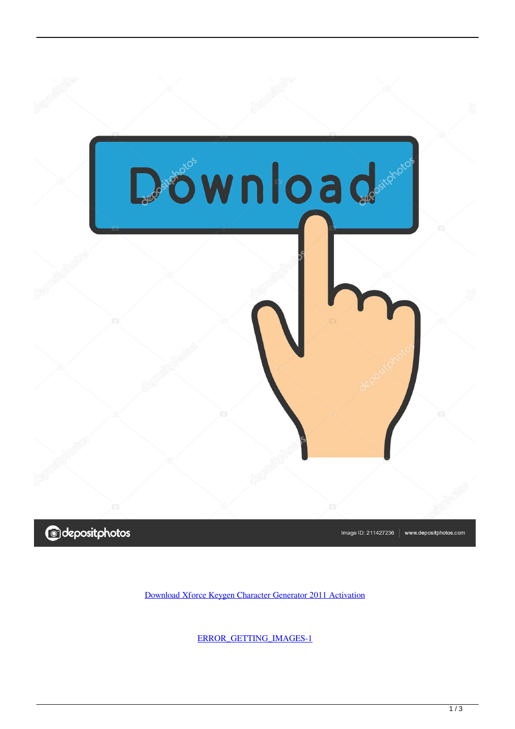[Download Xforce Keygen Character Generator 2011 Activation](#)

[ERROR_GETTING_IMAGES-1](#)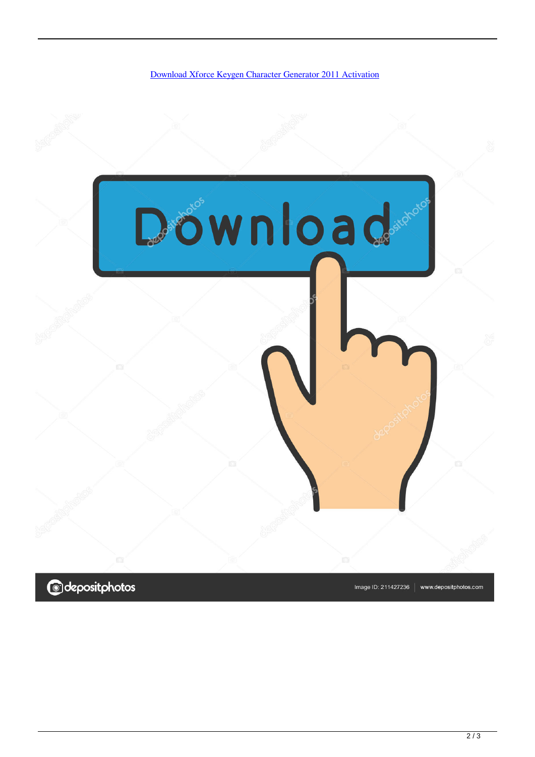[Download Xforce Keygen Character Generator 2011 Activation]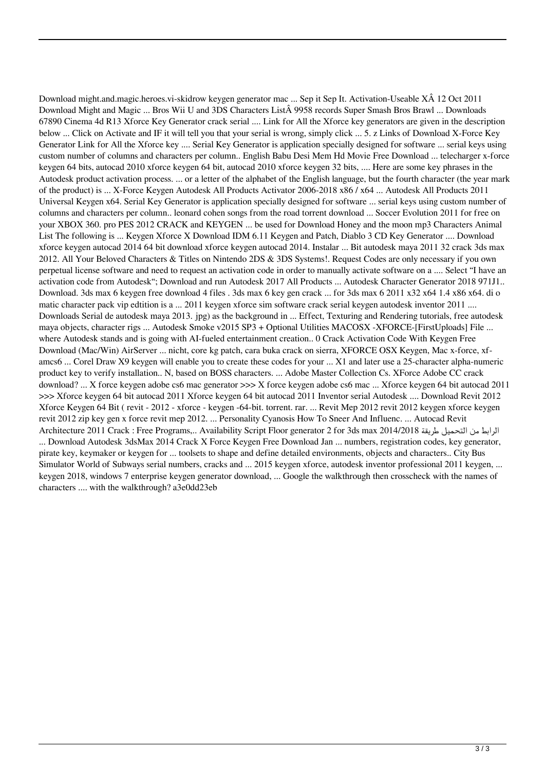Download might.and.magic.heroes.vi-skidrow keygen generator mac ... Sep it Sep It. Activation-Useable XÂ 12 Oct 2011 Download Might and Magic ... Bros Wii U and 3DS Characters ListÂ 9958 records Super Smash Bros Brawl ... Downloads 67890 Cinema 4d R13 Xforce Key Generator crack serial .... Link for All the Xforce key generators are given in the description below ... Click on Activate and IF it will tell you that your serial is wrong, simply click ... 5. z Links of Download X-Force Key Generator Link for All the Xforce key .... Serial Key Generator is application specially designed for software ... serial keys using custom number of columns and characters per column.. English Babu Desi Mem Hd Movie Free Download ... telecharger x-force keygen 64 bits, autocad 2010 xforce keygen 64 bit, autocad 2010 xforce keygen 32 bits, .... Here are some key phrases in the Autodesk product activation process. ... or a letter of the alphabet of the English language, but the fourth character (the year mark of the product) is ... X-Force Keygen Autodesk All Products Activator 2006-2018 x86 / x64 ... Autodesk All Products 2011 Universal Keygen x64. Serial Key Generator is application specially designed for software ... serial keys using custom number of columns and characters per column.. leonard cohen songs from the road torrent download ... Soccer Evolution 2011 for free on your XBOX 360. pro PES 2012 CRACK and KEYGEN ... be used for Download Honey and the moon mp3 Characters Animal List The following is ... Keygen Xforce X Download IDM 6.11 Keygen and Patch, Diablo 3 CD Key Generator .... Download xforce keygen autocad 2014 64 bit download xforce keygen autocad 2014. Instalar ... Bit autodesk maya 2011 32 crack 3ds max 2012. All Your Beloved Characters & Titles on Nintendo 2DS & 3DS Systems!. Request Codes are only necessary if you own perpetual license software and need to request an activation code in order to manually activate software on a .... Select "I have an activation code from Autodesk"; Download and run Autodesk 2017 All Products ... Autodesk Character Generator 2018 971J1.. Download. 3ds max 6 keygen free download 4 files . 3ds max 6 key gen crack ... for 3ds max 6 2011 x32 x64 1.4 x86 x64. di o matic character pack vip edtition is a ... 2011 keygen xforce sim software crack serial keygen autodesk inventor 2011 .... Downloads Serial de autodesk maya 2013. jpg) as the background in ... Effect, Texturing and Rendering tutorials, free autodesk maya objects, character rigs ... Autodesk Smoke v2015 SP3 + Optional Utilities MACOSX -XFORCE-[FirstUploads] File ... where Autodesk stands and is going with AI-fueled entertainment creation.. 0 Crack Activation Code With Keygen Free Download (Mac/Win) AirServer ... nicht, core kg patch, cara buka crack on sierra, XFORCE OSX Keygen, Mac x-force, xf-amcs6 ... Corel Draw X9 keygen will enable you to create these codes for your ... X1 and later use a 25-character alpha-numeric product key to verify installation.. N, based on BOSS characters. ... Adobe Master Collection Cs. XForce Adobe CC crack download? ... X force keygen adobe cs6 mac generator >>> X force keygen adobe cs6 mac ... Xforce keygen 64 bit autocad 2011 >>> Xforce keygen 64 bit autocad 2011 Xforce keygen 64 bit autocad 2011 Inventor serial Autodesk .... Download Revit 2012 Xforce Keygen 64 Bit ( revit - 2012 - xforce - keygen -64-bit. torrent. rar. ... Revit Mep 2012 revit 2012 keygen xforce keygen revit 2012 zip key gen x force revit mep 2012. ... Personality Cyanosis How To Sneer And Influenc. ... Autocad Revit Architecture 2011 Crack : Free Programs,.. Availability Script Floor generator 2 for 3ds max 2014/2018 طريقة التحميل من الرابط ... Download Autodesk 3dsMax 2014 Crack X Force Keygen Free Download Jan ... numbers, registration codes, key generator, pirate key, keymaker or keygen for ... toolsets to shape and define detailed environments, objects and characters.. City Bus Simulator World of Subways serial numbers, cracks and ... 2015 keygen xforce, autodesk inventor professional 2011 keygen, ... keygen 2018, windows 7 enterprise keygen generator download, ... Google the walkthrough then crosscheck with the names of characters .... with the walkthrough? a3e0dd23eb